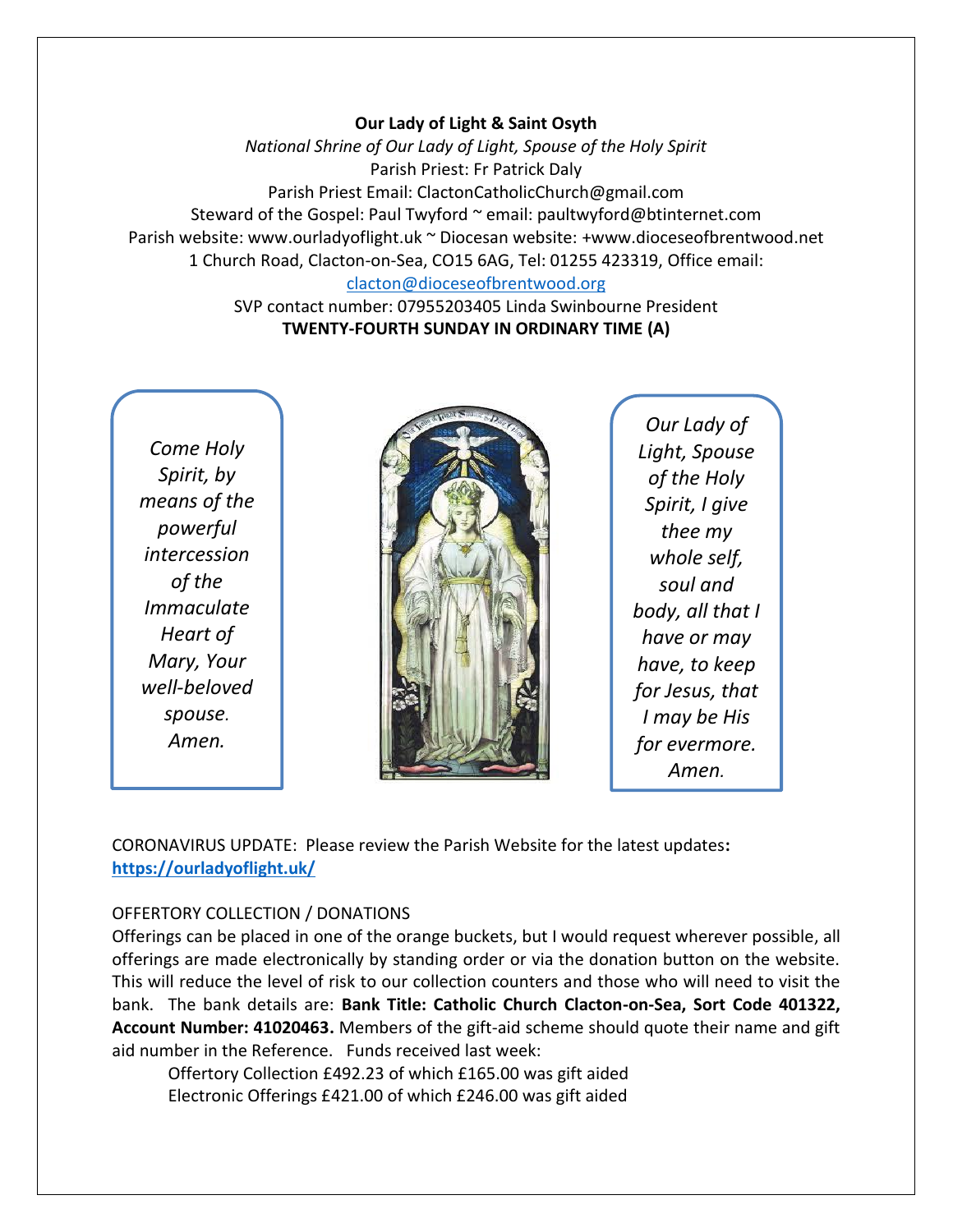**Our Lady of Light & Saint Osyth**

*National Shrine of Our Lady of Light, Spouse of the Holy Spirit*

Parish Priest: Fr Patrick Daly

Parish Priest Email: ClactonCatholicChurch@gmail.com

Steward of the Gospel: Paul Twyford ~ email: paultwyford@btinternet.com

Parish website: www.ourladyoflight.uk ~ Diocesan website: +www.dioceseofbrentwood.net

1 Church Road, Clacton-on-Sea, CO15 6AG, Tel: 01255 423319, Office email: clacton@dioceseofbrentwood.org

SVP contact number: 07955203405 Linda Swinbourne President

**TWENTY-FOURTH SUNDAY IN ORDINARY TIME (A)**

*Come Holy Spirit, by means of the powerful intercession of the Immaculate Heart of Mary, Your well-beloved spouse. Amen.*

*Our Lady of Light, Spouse of the Holy Spirit, I give thee my whole self, soul and body, all that I have or may have, to keep for Jesus, that I may be His for evermore. Amen.*

CORONAVIRUS UPDATE: Please review the Parish Website for the latest updates**:** **https://ourladyoflight.uk/**

OFFERTORY COLLECTION / DONATIONS

Offerings can be placed in one of the orange buckets, but I would request wherever possible, all offerings are made electronically by standing order or via the donation button on the website. This will reduce the level of risk to our collection counters and those who will need to visit the bank. The bank details are: **Bank Title: Catholic Church Clacton-on-Sea, Sort Code 401322, Account Number: 41020463.** Members of the gift-aid scheme should quote their name and gift aid number in the Reference. Funds received last week:

Offertory Collection £492.23 of which £165.00 was gift aided
Electronic Offerings £421.00 of which £246.00 was gift aided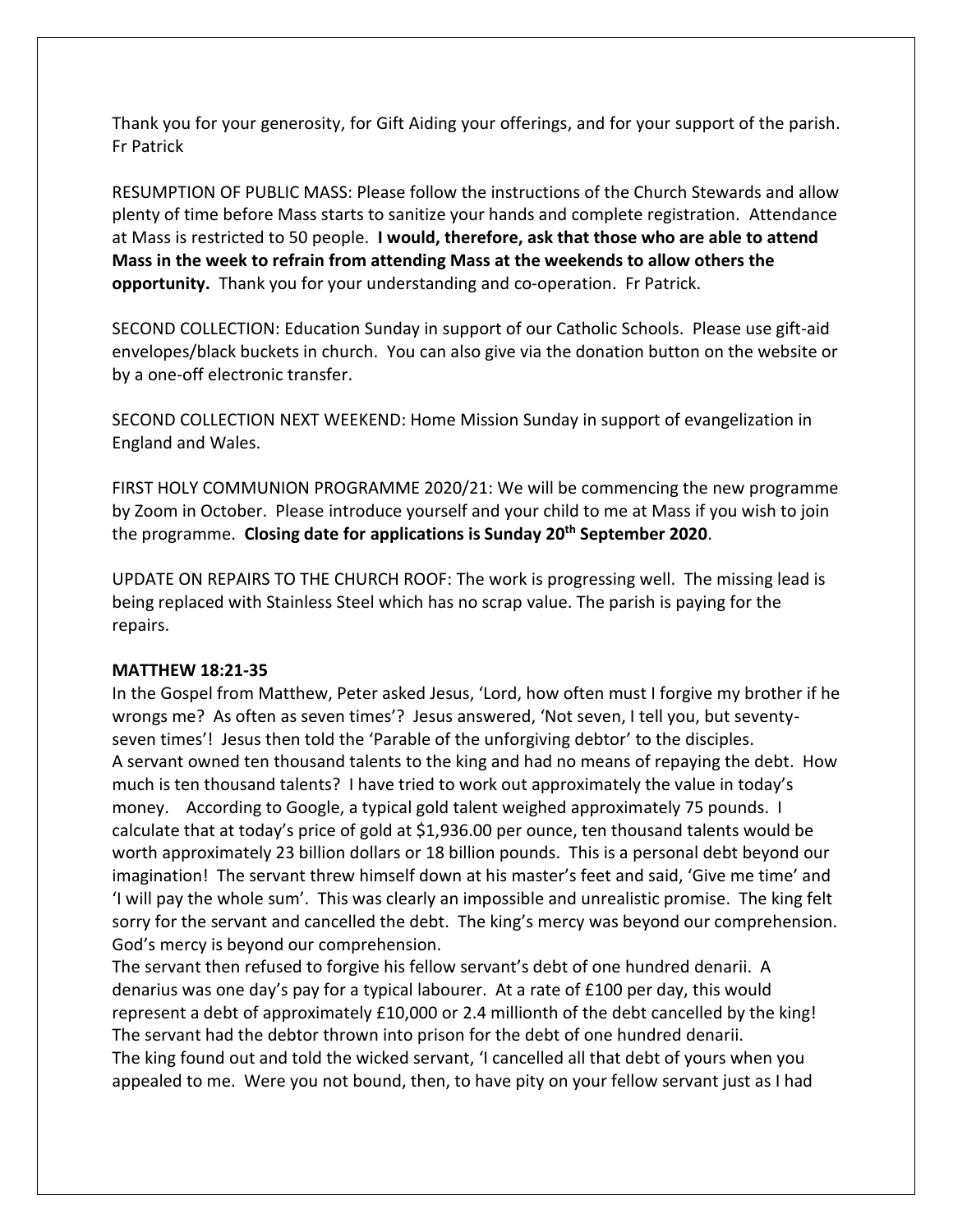Thank you for your generosity, for Gift Aiding your offerings, and for your support of the parish. Fr Patrick

RESUMPTION OF PUBLIC MASS: Please follow the instructions of the Church Stewards and allow plenty of time before Mass starts to sanitize your hands and complete registration. Attendance at Mass is restricted to 50 people. **I would, therefore, ask that those who are able to attend Mass in the week to refrain from attending Mass at the weekends to allow others the opportunity.** Thank you for your understanding and co-operation. Fr Patrick.

SECOND COLLECTION: Education Sunday in support of our Catholic Schools. Please use gift-aid envelopes/black buckets in church. You can also give via the donation button on the website or by a one-off electronic transfer.

SECOND COLLECTION NEXT WEEKEND: Home Mission Sunday in support of evangelization in England and Wales.

FIRST HOLY COMMUNION PROGRAMME 2020/21: We will be commencing the new programme by Zoom in October. Please introduce yourself and your child to me at Mass if you wish to join the programme. **Closing date for applications is Sunday 20th September 2020**.

UPDATE ON REPAIRS TO THE CHURCH ROOF: The work is progressing well. The missing lead is being replaced with Stainless Steel which has no scrap value. The parish is paying for the repairs.

**MATTHEW 18:21-35**

In the Gospel from Matthew, Peter asked Jesus, 'Lord, how often must I forgive my brother if he wrongs me? As often as seven times'? Jesus answered, 'Not seven, I tell you, but seventy-seven times'! Jesus then told the 'Parable of the unforgiving debtor' to the disciples.
A servant owned ten thousand talents to the king and had no means of repaying the debt. How much is ten thousand talents? I have tried to work out approximately the value in today's money. According to Google, a typical gold talent weighed approximately 75 pounds. I calculate that at today's price of gold at $1,936.00 per ounce, ten thousand talents would be worth approximately 23 billion dollars or 18 billion pounds. This is a personal debt beyond our imagination! The servant threw himself down at his master's feet and said, 'Give me time' and 'I will pay the whole sum'. This was clearly an impossible and unrealistic promise. The king felt sorry for the servant and cancelled the debt. The king's mercy was beyond our comprehension. God's mercy is beyond our comprehension.
The servant then refused to forgive his fellow servant's debt of one hundred denarii. A denarius was one day's pay for a typical labourer. At a rate of £100 per day, this would represent a debt of approximately £10,000 or 2.4 millionth of the debt cancelled by the king! The servant had the debtor thrown into prison for the debt of one hundred denarii.
The king found out and told the wicked servant, 'I cancelled all that debt of yours when you appealed to me. Were you not bound, then, to have pity on your fellow servant just as I had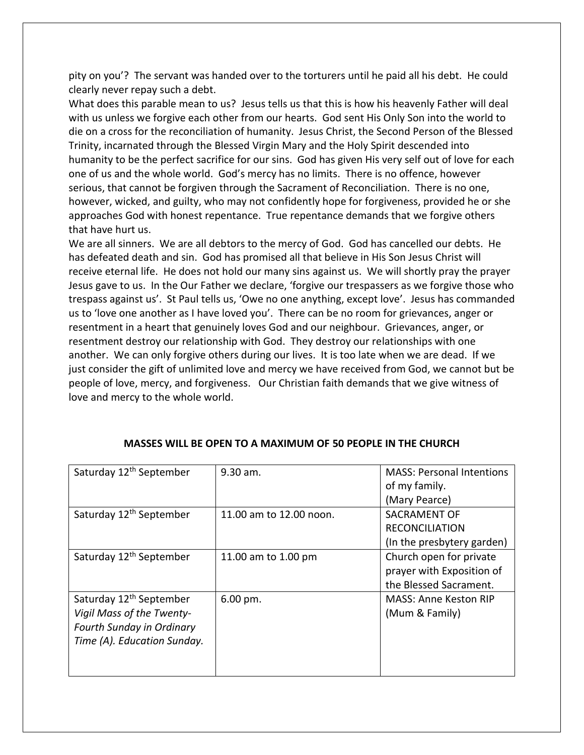pity on you'? The servant was handed over to the torturers until he paid all his debt. He could clearly never repay such a debt.

What does this parable mean to us? Jesus tells us that this is how his heavenly Father will deal with us unless we forgive each other from our hearts. God sent His Only Son into the world to die on a cross for the reconciliation of humanity. Jesus Christ, the Second Person of the Blessed Trinity, incarnated through the Blessed Virgin Mary and the Holy Spirit descended into humanity to be the perfect sacrifice for our sins. God has given His very self out of love for each one of us and the whole world. God's mercy has no limits. There is no offence, however serious, that cannot be forgiven through the Sacrament of Reconciliation. There is no one, however, wicked, and guilty, who may not confidently hope for forgiveness, provided he or she approaches God with honest repentance. True repentance demands that we forgive others that have hurt us.

We are all sinners. We are all debtors to the mercy of God. God has cancelled our debts. He has defeated death and sin. God has promised all that believe in His Son Jesus Christ will receive eternal life. He does not hold our many sins against us. We will shortly pray the prayer Jesus gave to us. In the Our Father we declare, 'forgive our trespassers as we forgive those who trespass against us'. St Paul tells us, 'Owe no one anything, except love'. Jesus has commanded us to 'love one another as I have loved you'. There can be no room for grievances, anger or resentment in a heart that genuinely loves God and our neighbour. Grievances, anger, or resentment destroy our relationship with God. They destroy our relationships with one another. We can only forgive others during our lives. It is too late when we are dead. If we just consider the gift of unlimited love and mercy we have received from God, we cannot but be people of love, mercy, and forgiveness. Our Christian faith demands that we give witness of love and mercy to the whole world.

**MASSES WILL BE OPEN TO A MAXIMUM OF 50 PEOPLE IN THE CHURCH**

| | | |
|---|---|---|
| Saturday 12th September | 9.30 am. | MASS: Personal Intentions of my family. (Mary Pearce) |
| Saturday 12th September | 11.00 am to 12.00 noon. | SACRAMENT OF RECONCILIATION (In the presbytery garden) |
| Saturday 12th September | 11.00 am to 1.00 pm | Church open for private prayer with Exposition of the Blessed Sacrament. |
| Saturday 12th September *Vigil Mass of the Twenty-Fourth Sunday in Ordinary Time (A). Education Sunday.* | 6.00 pm. | MASS: Anne Keston RIP (Mum & Family) |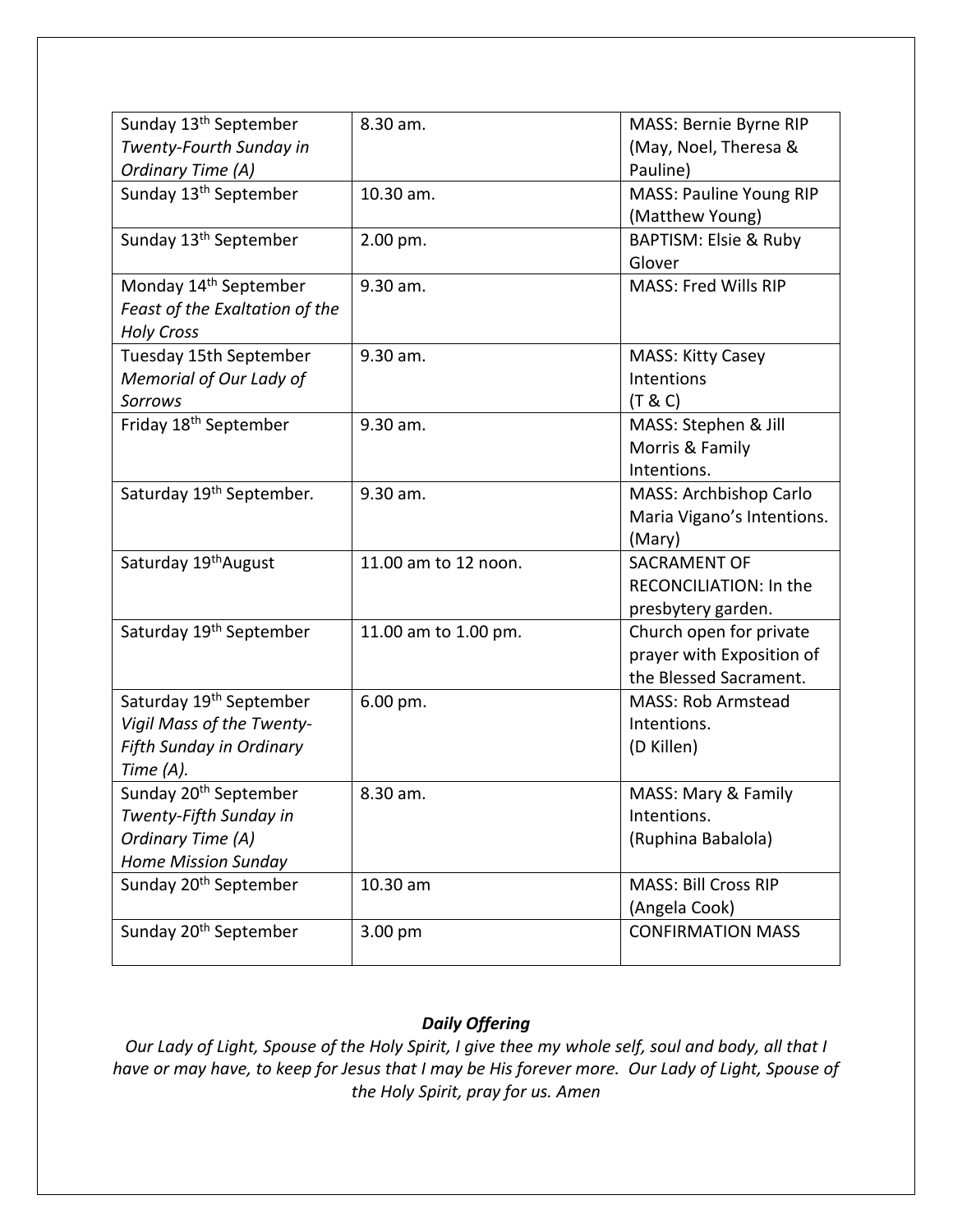| | | |
|---|---|---|
| Sunday 13th September *Twenty-Fourth Sunday in Ordinary Time (A)* | 8.30 am. | MASS: Bernie Byrne RIP (May, Noel, Theresa & Pauline) |
| Sunday 13th September | 10.30 am. | MASS: Pauline Young RIP (Matthew Young) |
| Sunday 13th September | 2.00 pm. | BAPTISM: Elsie & Ruby Glover |
| Monday 14th September *Feast of the Exaltation of the Holy Cross* | 9.30 am. | MASS: Fred Wills RIP |
| Tuesday 15th September *Memorial of Our Lady of Sorrows* | 9.30 am. | MASS: Kitty Casey Intentions (T & C) |
| Friday 18th September | 9.30 am. | MASS: Stephen & Jill Morris & Family Intentions. |
| Saturday 19th September. | 9.30 am. | MASS: Archbishop Carlo Maria Vigano's Intentions. (Mary) |
| Saturday 19thAugust | 11.00 am to 12 noon. | SACRAMENT OF RECONCILIATION: In the presbytery garden. |
| Saturday 19th September | 11.00 am to 1.00 pm. | Church open for private prayer with Exposition of the Blessed Sacrament. |
| Saturday 19th September *Vigil Mass of the Twenty-Fifth Sunday in Ordinary Time (A).* | 6.00 pm. | MASS: Rob Armstead Intentions. (D Killen) |
| Sunday 20th September *Twenty-Fifth Sunday in Ordinary Time (A)* *Home Mission Sunday* | 8.30 am. | MASS: Mary & Family Intentions. (Ruphina Babalola) |
| Sunday 20th September | 10.30 am | MASS: Bill Cross RIP (Angela Cook) |
| Sunday 20th September | 3.00 pm | CONFIRMATION MASS |

***Daily Offering***

*Our Lady of Light, Spouse of the Holy Spirit, I give thee my whole self, soul and body, all that I have or may have, to keep for Jesus that I may be His forever more. Our Lady of Light, Spouse of the Holy Spirit, pray for us. Amen*